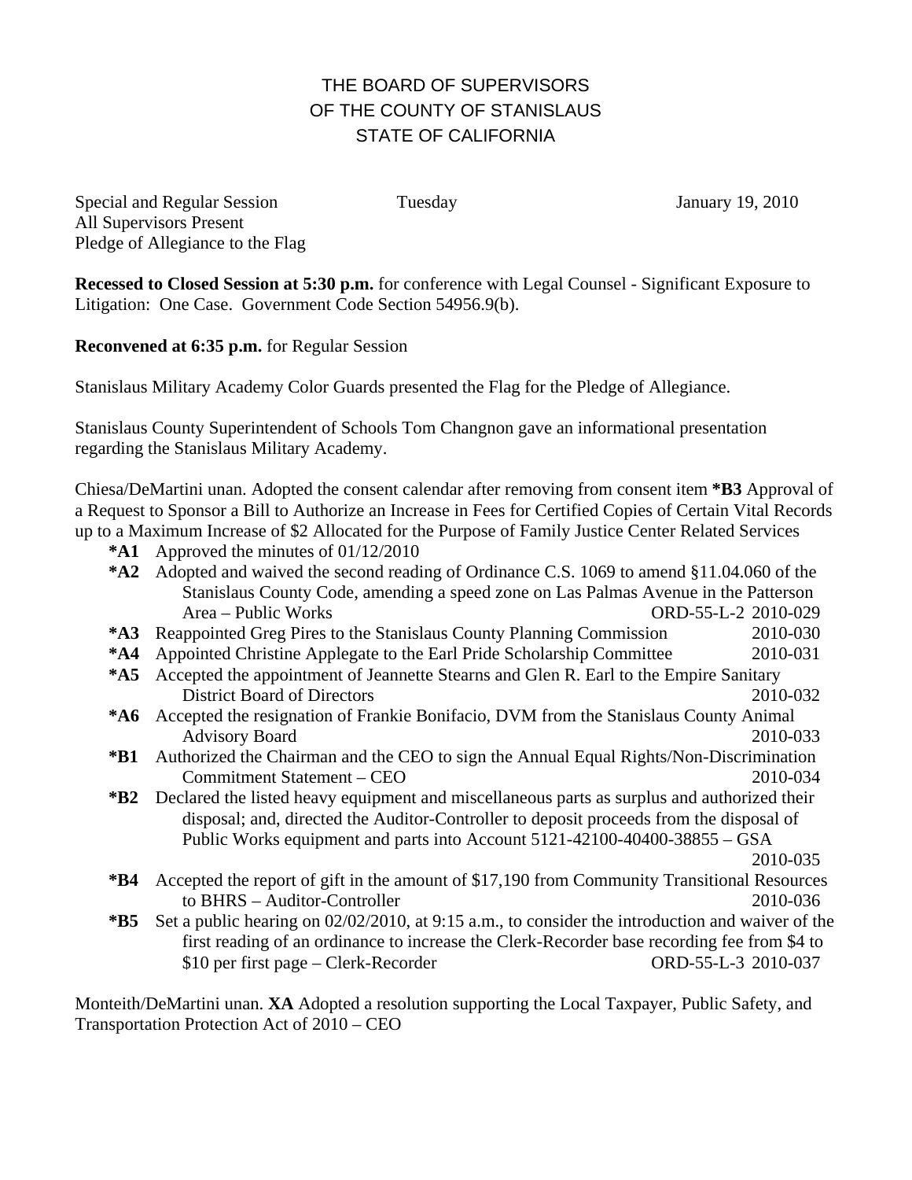# THE BOARD OF SUPERVISORS
# OF THE COUNTY OF STANISLAUS
# STATE OF CALIFORNIA

Special and Regular Session Tuesday January 19, 2010
All Supervisors Present
Pledge of Allegiance to the Flag

**Recessed to Closed Session at 5:30 p.m.** for conference with Legal Counsel - Significant Exposure to Litigation: One Case. Government Code Section 54956.9(b).

**Reconvened at 6:35 p.m.** for Regular Session

Stanislaus Military Academy Color Guards presented the Flag for the Pledge of Allegiance.

Stanislaus County Superintendent of Schools Tom Changnon gave an informational presentation regarding the Stanislaus Military Academy.

Chiesa/DeMartini unan. Adopted the consent calendar after removing from consent item **\*B3** Approval of a Request to Sponsor a Bill to Authorize an Increase in Fees for Certified Copies of Certain Vital Records up to a Maximum Increase of $2 Allocated for the Purpose of Family Justice Center Related Services

- **\*A1** Approved the minutes of 01/12/2010
- **\*A2** Adopted and waived the second reading of Ordinance C.S. 1069 to amend §11.04.060 of the Stanislaus County Code, amending a speed zone on Las Palmas Avenue in the Patterson Area – Public Works ORD-55-L-2 2010-029
- **\*A3** Reappointed Greg Pires to the Stanislaus County Planning Commission 2010-030
- **\*A4** Appointed Christine Applegate to the Earl Pride Scholarship Committee 2010-031
- **\*A5** Accepted the appointment of Jeannette Stearns and Glen R. Earl to the Empire Sanitary District Board of Directors 2010-032
- **\*A6** Accepted the resignation of Frankie Bonifacio, DVM from the Stanislaus County Animal Advisory Board 2010-033
- **\*B1** Authorized the Chairman and the CEO to sign the Annual Equal Rights/Non-Discrimination Commitment Statement – CEO 2010-034
- **\*B2** Declared the listed heavy equipment and miscellaneous parts as surplus and authorized their disposal; and, directed the Auditor-Controller to deposit proceeds from the disposal of Public Works equipment and parts into Account 5121-42100-40400-38855 – GSA 2010-035
- **\*B4** Accepted the report of gift in the amount of $17,190 from Community Transitional Resources to BHRS – Auditor-Controller 2010-036
- **\*B5** Set a public hearing on 02/02/2010, at 9:15 a.m., to consider the introduction and waiver of the first reading of an ordinance to increase the Clerk-Recorder base recording fee from $4 to $10 per first page – Clerk-Recorder ORD-55-L-3 2010-037

Monteith/DeMartini unan. **XA** Adopted a resolution supporting the Local Taxpayer, Public Safety, and Transportation Protection Act of 2010 – CEO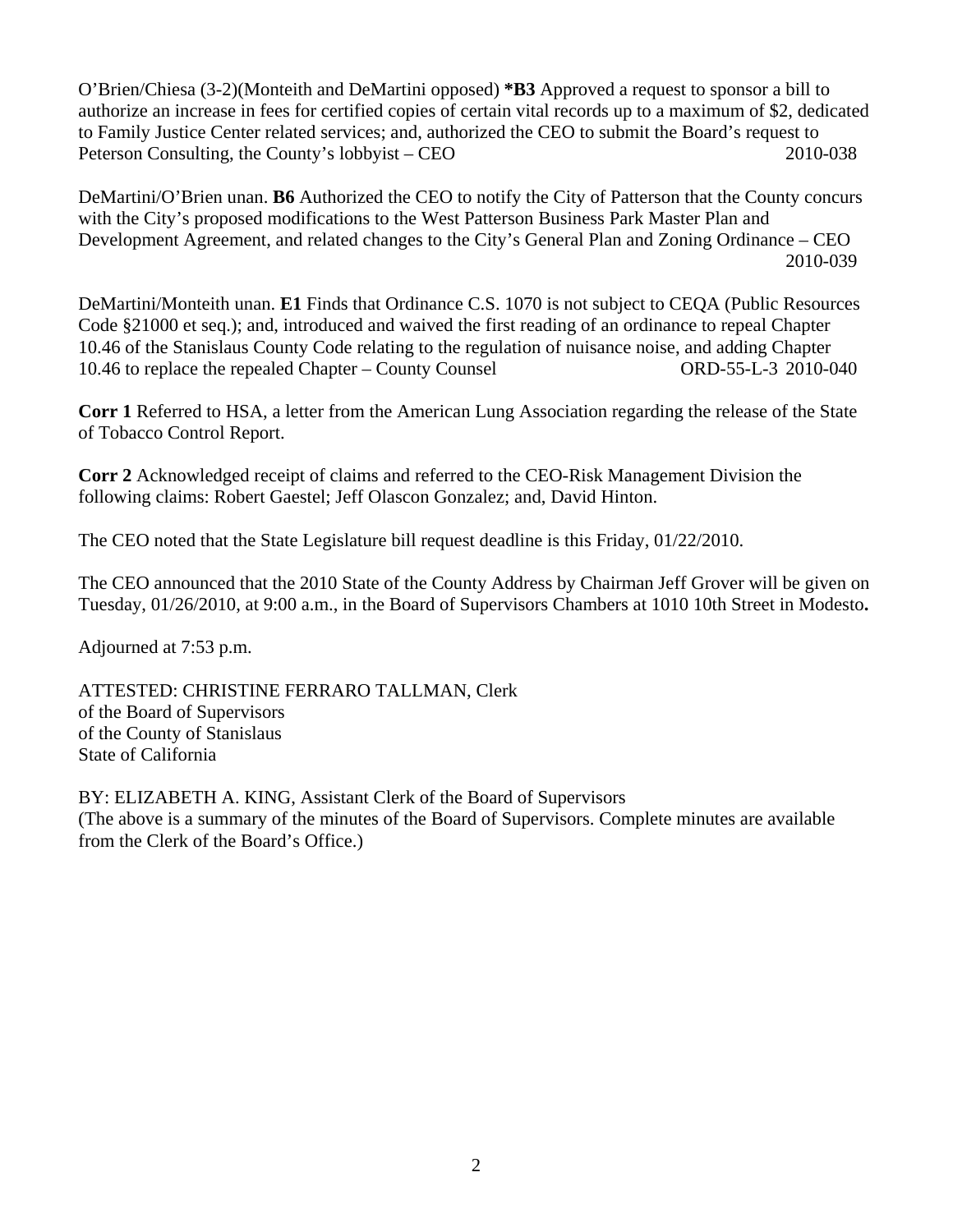O'Brien/Chiesa (3-2)(Monteith and DeMartini opposed) ***B3** Approved a request to sponsor a bill to authorize an increase in fees for certified copies of certain vital records up to a maximum of $2, dedicated to Family Justice Center related services; and, authorized the CEO to submit the Board's request to Peterson Consulting, the County's lobbyist – CEO 2010-038

DeMartini/O'Brien unan. **B6** Authorized the CEO to notify the City of Patterson that the County concurs with the City's proposed modifications to the West Patterson Business Park Master Plan and Development Agreement, and related changes to the City's General Plan and Zoning Ordinance – CEO 2010-039

DeMartini/Monteith unan. **E1** Finds that Ordinance C.S. 1070 is not subject to CEQA (Public Resources Code §21000 et seq.); and, introduced and waived the first reading of an ordinance to repeal Chapter 10.46 of the Stanislaus County Code relating to the regulation of nuisance noise, and adding Chapter 10.46 to replace the repealed Chapter – County Counsel ORD-55-L-3 2010-040

**Corr 1** Referred to HSA, a letter from the American Lung Association regarding the release of the State of Tobacco Control Report.

**Corr 2** Acknowledged receipt of claims and referred to the CEO-Risk Management Division the following claims: Robert Gaestel; Jeff Olascon Gonzalez; and, David Hinton.

The CEO noted that the State Legislature bill request deadline is this Friday, 01/22/2010.

The CEO announced that the 2010 State of the County Address by Chairman Jeff Grover will be given on Tuesday, 01/26/2010, at 9:00 a.m., in the Board of Supervisors Chambers at 1010 10th Street in Modesto**.**

Adjourned at 7:53 p.m.

ATTESTED: CHRISTINE FERRARO TALLMAN, Clerk
of the Board of Supervisors
of the County of Stanislaus
State of California

BY: ELIZABETH A. KING, Assistant Clerk of the Board of Supervisors
(The above is a summary of the minutes of the Board of Supervisors. Complete minutes are available from the Clerk of the Board's Office.)